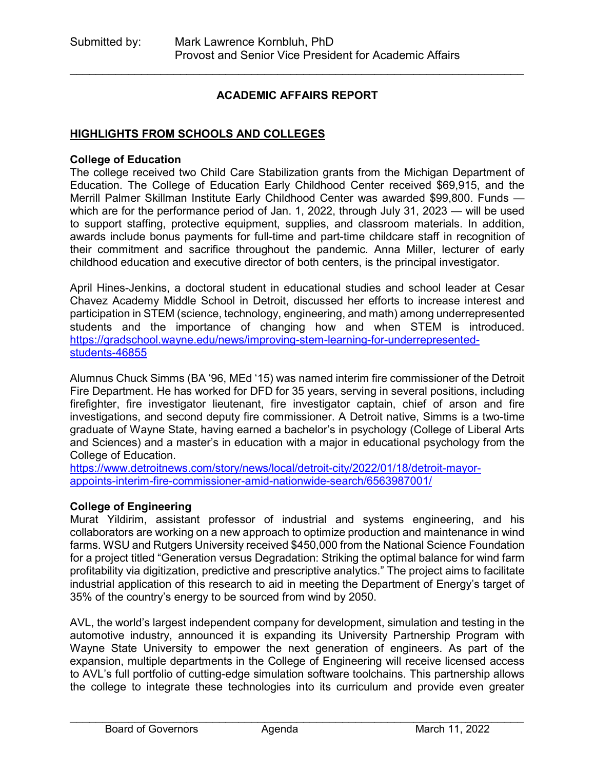Submitted by: Mark Lawrence Kornbluh, PhD
Provost and Senior Vice President for Academic Affairs

---

## ACADEMIC AFFAIRS REPORT

### HIGHLIGHTS FROM SCHOOLS AND COLLEGES

**College of Education**

The college received two Child Care Stabilization grants from the Michigan Department of Education. The College of Education Early Childhood Center received $69,915, and the Merrill Palmer Skillman Institute Early Childhood Center was awarded $99,800. Funds — which are for the performance period of Jan. 1, 2022, through July 31, 2023 — will be used to support staffing, protective equipment, supplies, and classroom materials. In addition, awards include bonus payments for full-time and part-time childcare staff in recognition of their commitment and sacrifice throughout the pandemic. Anna Miller, lecturer of early childhood education and executive director of both centers, is the principal investigator.

April Hines-Jenkins, a doctoral student in educational studies and school leader at Cesar Chavez Academy Middle School in Detroit, discussed her efforts to increase interest and participation in STEM (science, technology, engineering, and math) among underrepresented students and the importance of changing how and when STEM is introduced. https://gradschool.wayne.edu/news/improving-stem-learning-for-underrepresented-students-46855

Alumnus Chuck Simms (BA '96, MEd '15) was named interim fire commissioner of the Detroit Fire Department. He has worked for DFD for 35 years, serving in several positions, including firefighter, fire investigator lieutenant, fire investigator captain, chief of arson and fire investigations, and second deputy fire commissioner. A Detroit native, Simms is a two-time graduate of Wayne State, having earned a bachelor's in psychology (College of Liberal Arts and Sciences) and a master's in education with a major in educational psychology from the College of Education.
https://www.detroitnews.com/story/news/local/detroit-city/2022/01/18/detroit-mayor-appoints-interim-fire-commissioner-amid-nationwide-search/6563987001/

**College of Engineering**

Murat Yildirim, assistant professor of industrial and systems engineering, and his collaborators are working on a new approach to optimize production and maintenance in wind farms. WSU and Rutgers University received $450,000 from the National Science Foundation for a project titled "Generation versus Degradation: Striking the optimal balance for wind farm profitability via digitization, predictive and prescriptive analytics." The project aims to facilitate industrial application of this research to aid in meeting the Department of Energy's target of 35% of the country's energy to be sourced from wind by 2050.

AVL, the world's largest independent company for development, simulation and testing in the automotive industry, announced it is expanding its University Partnership Program with Wayne State University to empower the next generation of engineers. As part of the expansion, multiple departments in the College of Engineering will receive licensed access to AVL's full portfolio of cutting-edge simulation software toolchains. This partnership allows the college to integrate these technologies into its curriculum and provide even greater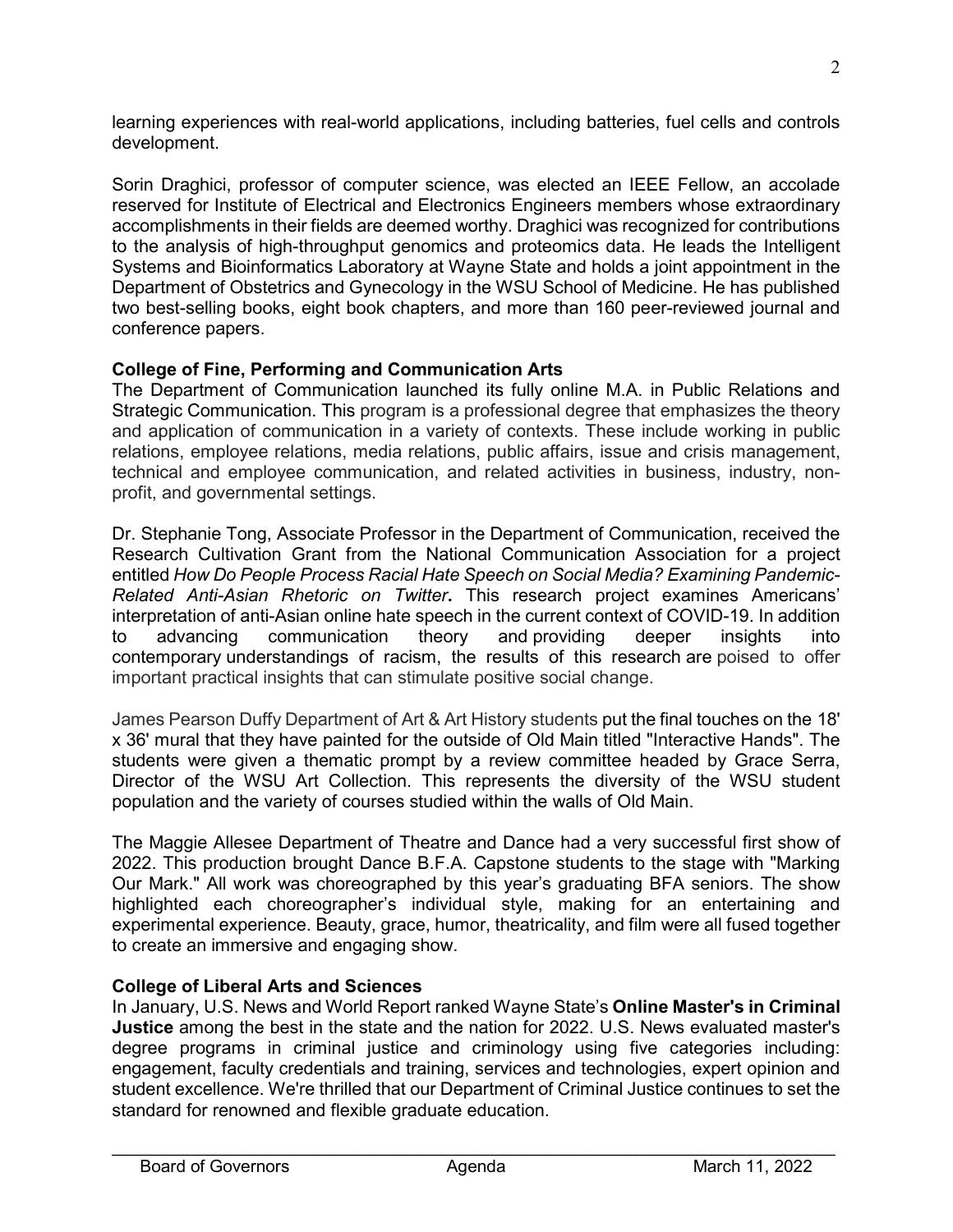learning experiences with real-world applications, including batteries, fuel cells and controls development.

Sorin Draghici, professor of computer science, was elected an IEEE Fellow, an accolade reserved for Institute of Electrical and Electronics Engineers members whose extraordinary accomplishments in their fields are deemed worthy. Draghici was recognized for contributions to the analysis of high-throughput genomics and proteomics data. He leads the Intelligent Systems and Bioinformatics Laboratory at Wayne State and holds a joint appointment in the Department of Obstetrics and Gynecology in the WSU School of Medicine. He has published two best-selling books, eight book chapters, and more than 160 peer-reviewed journal and conference papers.

**College of Fine, Performing and Communication Arts**

The Department of Communication launched its fully online M.A. in Public Relations and Strategic Communication. This program is a professional degree that emphasizes the theory and application of communication in a variety of contexts. These include working in public relations, employee relations, media relations, public affairs, issue and crisis management, technical and employee communication, and related activities in business, industry, non-profit, and governmental settings.

Dr. Stephanie Tong, Associate Professor in the Department of Communication, received the Research Cultivation Grant from the National Communication Association for a project entitled *How Do People Process Racial Hate Speech on Social Media? Examining Pandemic-Related Anti-Asian Rhetoric on Twitter***.** This research project examines Americans' interpretation of anti-Asian online hate speech in the current context of COVID-19. In addition to advancing communication theory and providing deeper insights into contemporary understandings of racism, the results of this research are poised to offer important practical insights that can stimulate positive social change.

James Pearson Duffy Department of Art & Art History students put the final touches on the 18' x 36' mural that they have painted for the outside of Old Main titled "Interactive Hands". The students were given a thematic prompt by a review committee headed by Grace Serra, Director of the WSU Art Collection. This represents the diversity of the WSU student population and the variety of courses studied within the walls of Old Main.

The Maggie Allesee Department of Theatre and Dance had a very successful first show of 2022. This production brought Dance B.F.A. Capstone students to the stage with "Marking Our Mark." All work was choreographed by this year's graduating BFA seniors. The show highlighted each choreographer's individual style, making for an entertaining and experimental experience. Beauty, grace, humor, theatricality, and film were all fused together to create an immersive and engaging show.

**College of Liberal Arts and Sciences**

In January, U.S. News and World Report ranked Wayne State's **Online Master's in Criminal Justice** among the best in the state and the nation for 2022. U.S. News evaluated master's degree programs in criminal justice and criminology using five categories including: engagement, faculty credentials and training, services and technologies, expert opinion and student excellence. We're thrilled that our Department of Criminal Justice continues to set the standard for renowned and flexible graduate education.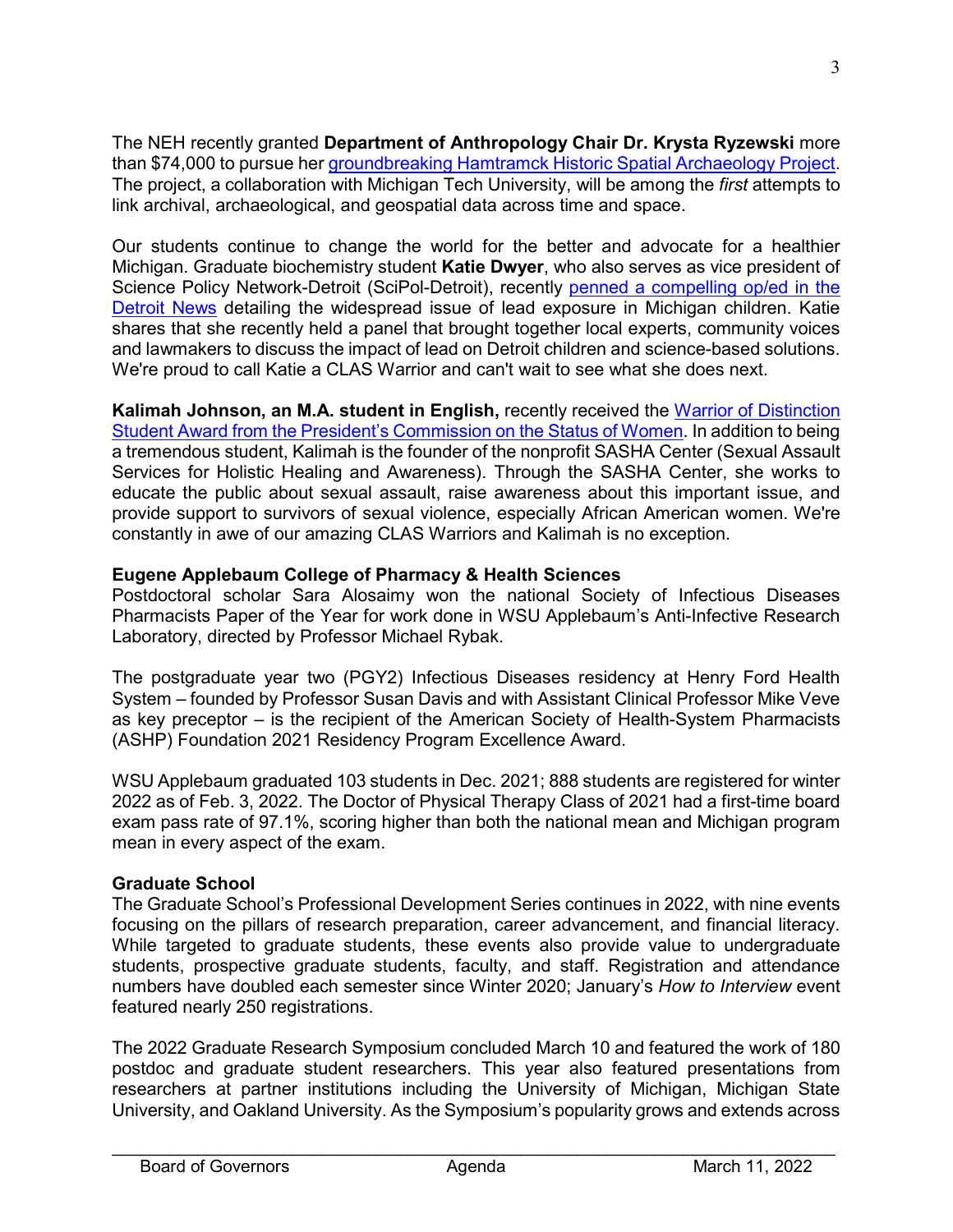The NEH recently granted **Department of Anthropology Chair Dr. Krysta Ryzewski** more than $74,000 to pursue her [groundbreaking Hamtramck Historic Spatial Archaeology Project](). The project, a collaboration with Michigan Tech University, will be among the *first* attempts to link archival, archaeological, and geospatial data across time and space.

Our students continue to change the world for the better and advocate for a healthier Michigan. Graduate biochemistry student **Katie Dwyer**, who also serves as vice president of Science Policy Network-Detroit (SciPol-Detroit), recently [penned a compelling op/ed in the Detroit News]() detailing the widespread issue of lead exposure in Michigan children. Katie shares that she recently held a panel that brought together local experts, community voices and lawmakers to discuss the impact of lead on Detroit children and science-based solutions. We're proud to call Katie a CLAS Warrior and can't wait to see what she does next.

**Kalimah Johnson, an M.A. student in English,** recently received the [Warrior of Distinction Student Award from the President's Commission on the Status of Women](). In addition to being a tremendous student, Kalimah is the founder of the nonprofit SASHA Center (Sexual Assault Services for Holistic Healing and Awareness). Through the SASHA Center, she works to educate the public about sexual assault, raise awareness about this important issue, and provide support to survivors of sexual violence, especially African American women. We're constantly in awe of our amazing CLAS Warriors and Kalimah is no exception.

**Eugene Applebaum College of Pharmacy & Health Sciences**

Postdoctoral scholar Sara Alosaimy won the national Society of Infectious Diseases Pharmacists Paper of the Year for work done in WSU Applebaum's Anti-Infective Research Laboratory, directed by Professor Michael Rybak.

The postgraduate year two (PGY2) Infectious Diseases residency at Henry Ford Health System – founded by Professor Susan Davis and with Assistant Clinical Professor Mike Veve as key preceptor – is the recipient of the American Society of Health-System Pharmacists (ASHP) Foundation 2021 Residency Program Excellence Award.

WSU Applebaum graduated 103 students in Dec. 2021; 888 students are registered for winter 2022 as of Feb. 3, 2022. The Doctor of Physical Therapy Class of 2021 had a first-time board exam pass rate of 97.1%, scoring higher than both the national mean and Michigan program mean in every aspect of the exam.

**Graduate School**

The Graduate School's Professional Development Series continues in 2022, with nine events focusing on the pillars of research preparation, career advancement, and financial literacy. While targeted to graduate students, these events also provide value to undergraduate students, prospective graduate students, faculty, and staff. Registration and attendance numbers have doubled each semester since Winter 2020; January's *How to Interview* event featured nearly 250 registrations.

The 2022 Graduate Research Symposium concluded March 10 and featured the work of 180 postdoc and graduate student researchers. This year also featured presentations from researchers at partner institutions including the University of Michigan, Michigan State University, and Oakland University. As the Symposium's popularity grows and extends across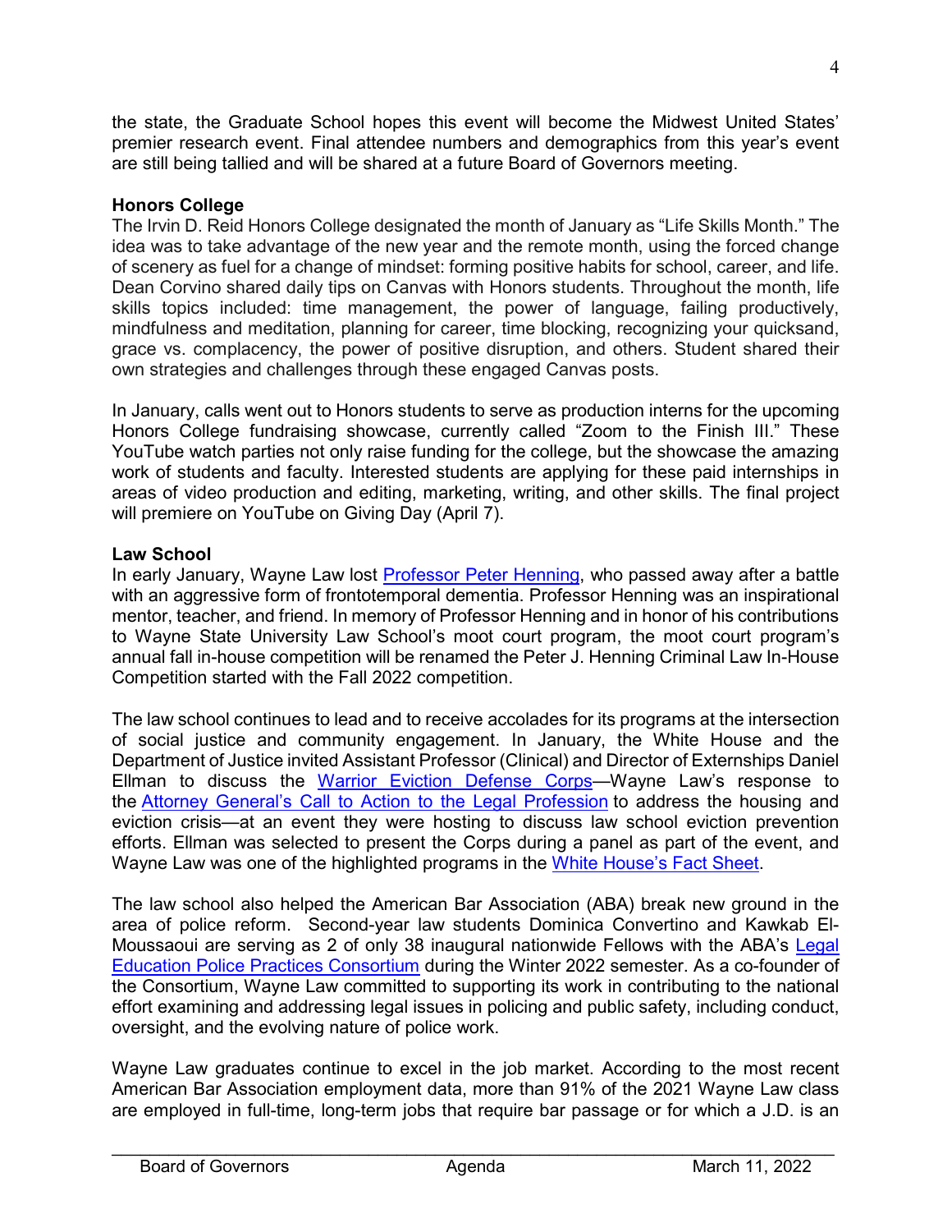the state, the Graduate School hopes this event will become the Midwest United States' premier research event. Final attendee numbers and demographics from this year's event are still being tallied and will be shared at a future Board of Governors meeting.

**Honors College**

The Irvin D. Reid Honors College designated the month of January as "Life Skills Month." The idea was to take advantage of the new year and the remote month, using the forced change of scenery as fuel for a change of mindset: forming positive habits for school, career, and life. Dean Corvino shared daily tips on Canvas with Honors students. Throughout the month, life skills topics included: time management, the power of language, failing productively, mindfulness and meditation, planning for career, time blocking, recognizing your quicksand, grace vs. complacency, the power of positive disruption, and others. Student shared their own strategies and challenges through these engaged Canvas posts.

In January, calls went out to Honors students to serve as production interns for the upcoming Honors College fundraising showcase, currently called "Zoom to the Finish III." These YouTube watch parties not only raise funding for the college, but the showcase the amazing work of students and faculty. Interested students are applying for these paid internships in areas of video production and editing, marketing, writing, and other skills. The final project will premiere on YouTube on Giving Day (April 7).

**Law School**

In early January, Wayne Law lost Professor Peter Henning, who passed away after a battle with an aggressive form of frontotemporal dementia. Professor Henning was an inspirational mentor, teacher, and friend. In memory of Professor Henning and in honor of his contributions to Wayne State University Law School's moot court program, the moot court program's annual fall in-house competition will be renamed the Peter J. Henning Criminal Law In-House Competition started with the Fall 2022 competition.

The law school continues to lead and to receive accolades for its programs at the intersection of social justice and community engagement. In January, the White House and the Department of Justice invited Assistant Professor (Clinical) and Director of Externships Daniel Ellman to discuss the Warrior Eviction Defense Corps—Wayne Law's response to the Attorney General's Call to Action to the Legal Profession to address the housing and eviction crisis—at an event they were hosting to discuss law school eviction prevention efforts. Ellman was selected to present the Corps during a panel as part of the event, and Wayne Law was one of the highlighted programs in the White House's Fact Sheet.

The law school also helped the American Bar Association (ABA) break new ground in the area of police reform. Second-year law students Dominica Convertino and Kawkab El-Moussaoui are serving as 2 of only 38 inaugural nationwide Fellows with the ABA's Legal Education Police Practices Consortium during the Winter 2022 semester. As a co-founder of the Consortium, Wayne Law committed to supporting its work in contributing to the national effort examining and addressing legal issues in policing and public safety, including conduct, oversight, and the evolving nature of police work.

Wayne Law graduates continue to excel in the job market. According to the most recent American Bar Association employment data, more than 91% of the 2021 Wayne Law class are employed in full-time, long-term jobs that require bar passage or for which a J.D. is an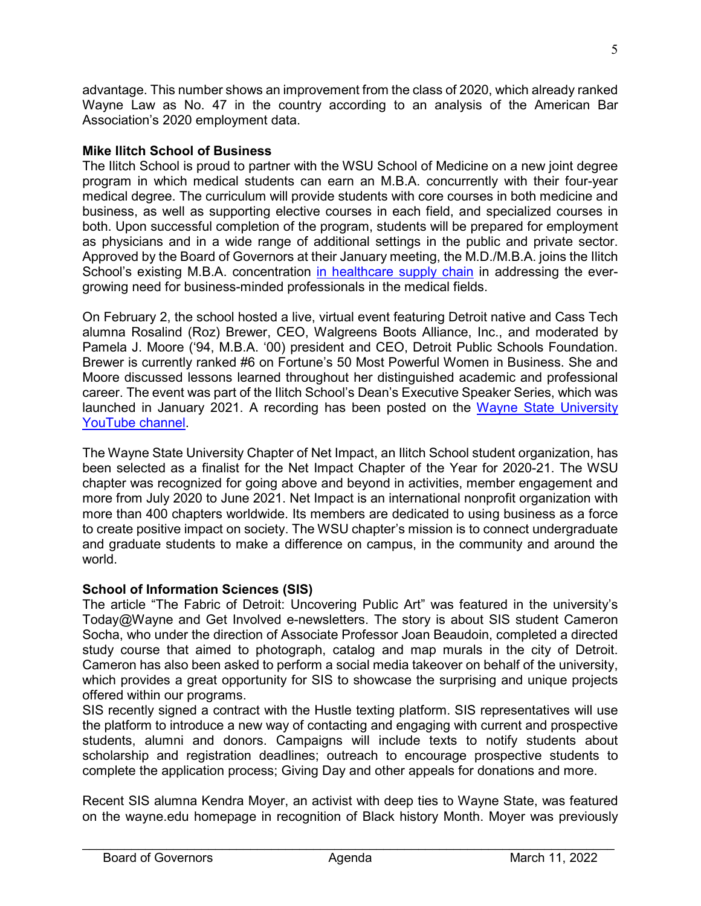advantage. This number shows an improvement from the class of 2020, which already ranked Wayne Law as No. 47 in the country according to an analysis of the American Bar Association's 2020 employment data.

**Mike Ilitch School of Business**

The Ilitch School is proud to partner with the WSU School of Medicine on a new joint degree program in which medical students can earn an M.B.A. concurrently with their four-year medical degree. The curriculum will provide students with core courses in both medicine and business, as well as supporting elective courses in each field, and specialized courses in both. Upon successful completion of the program, students will be prepared for employment as physicians and in a wide range of additional settings in the public and private sector. Approved by the Board of Governors at their January meeting, the M.D./M.B.A. joins the Ilitch School's existing M.B.A. concentration in healthcare supply chain in addressing the ever-growing need for business-minded professionals in the medical fields.

On February 2, the school hosted a live, virtual event featuring Detroit native and Cass Tech alumna Rosalind (Roz) Brewer, CEO, Walgreens Boots Alliance, Inc., and moderated by Pamela J. Moore ('94, M.B.A. '00) president and CEO, Detroit Public Schools Foundation. Brewer is currently ranked #6 on Fortune's 50 Most Powerful Women in Business. She and Moore discussed lessons learned throughout her distinguished academic and professional career. The event was part of the Ilitch School's Dean's Executive Speaker Series, which was launched in January 2021. A recording has been posted on the Wayne State University YouTube channel.

The Wayne State University Chapter of Net Impact, an Ilitch School student organization, has been selected as a finalist for the Net Impact Chapter of the Year for 2020-21. The WSU chapter was recognized for going above and beyond in activities, member engagement and more from July 2020 to June 2021. Net Impact is an international nonprofit organization with more than 400 chapters worldwide. Its members are dedicated to using business as a force to create positive impact on society. The WSU chapter's mission is to connect undergraduate and graduate students to make a difference on campus, in the community and around the world.

**School of Information Sciences (SIS)**

The article "The Fabric of Detroit: Uncovering Public Art" was featured in the university's Today@Wayne and Get Involved e-newsletters. The story is about SIS student Cameron Socha, who under the direction of Associate Professor Joan Beaudoin, completed a directed study course that aimed to photograph, catalog and map murals in the city of Detroit. Cameron has also been asked to perform a social media takeover on behalf of the university, which provides a great opportunity for SIS to showcase the surprising and unique projects offered within our programs.
SIS recently signed a contract with the Hustle texting platform. SIS representatives will use the platform to introduce a new way of contacting and engaging with current and prospective students, alumni and donors. Campaigns will include texts to notify students about scholarship and registration deadlines; outreach to encourage prospective students to complete the application process; Giving Day and other appeals for donations and more.

Recent SIS alumna Kendra Moyer, an activist with deep ties to Wayne State, was featured on the wayne.edu homepage in recognition of Black history Month. Moyer was previously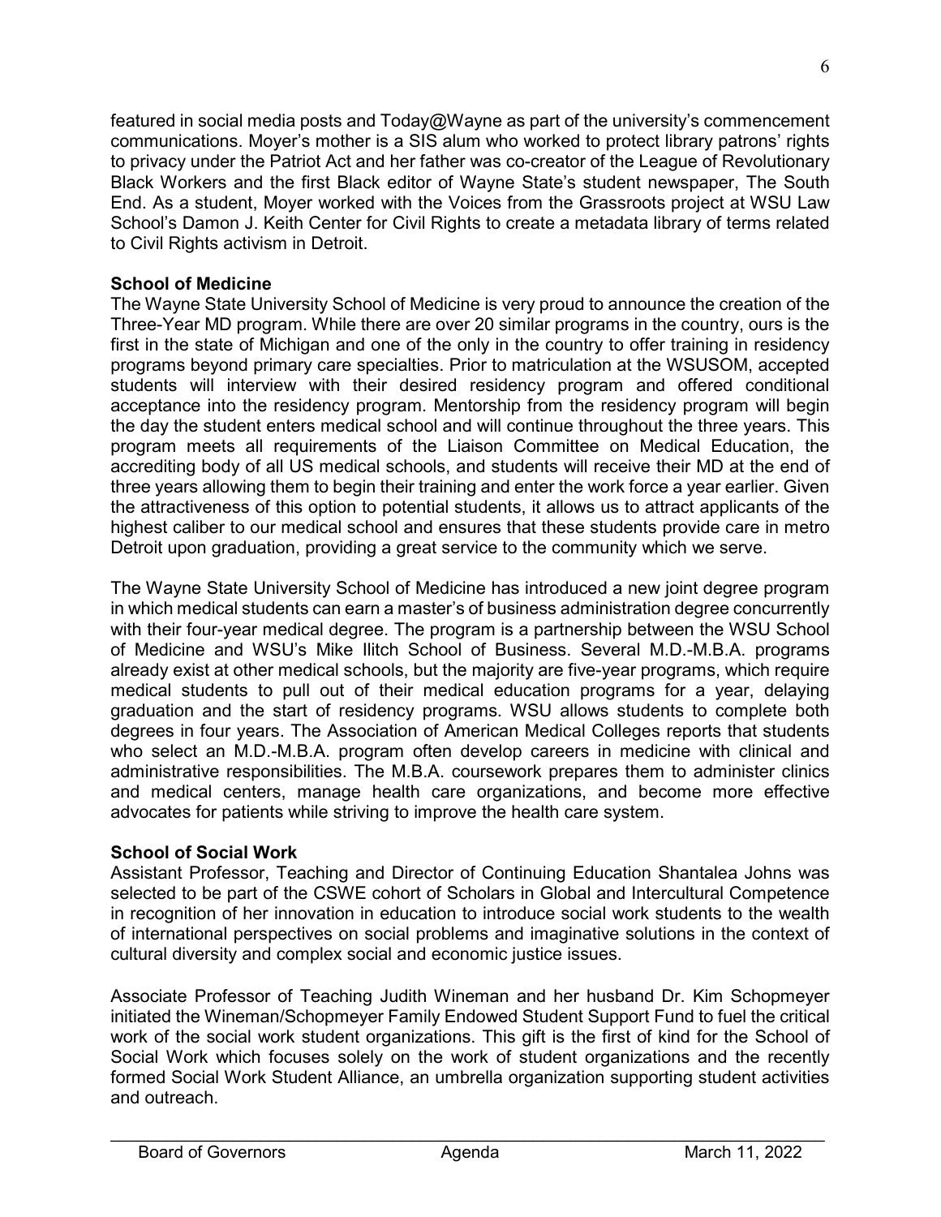featured in social media posts and Today@Wayne as part of the university's commencement communications. Moyer's mother is a SIS alum who worked to protect library patrons' rights to privacy under the Patriot Act and her father was co-creator of the League of Revolutionary Black Workers and the first Black editor of Wayne State's student newspaper, The South End. As a student, Moyer worked with the Voices from the Grassroots project at WSU Law School's Damon J. Keith Center for Civil Rights to create a metadata library of terms related to Civil Rights activism in Detroit.

**School of Medicine**

The Wayne State University School of Medicine is very proud to announce the creation of the Three-Year MD program. While there are over 20 similar programs in the country, ours is the first in the state of Michigan and one of the only in the country to offer training in residency programs beyond primary care specialties. Prior to matriculation at the WSUSOM, accepted students will interview with their desired residency program and offered conditional acceptance into the residency program. Mentorship from the residency program will begin the day the student enters medical school and will continue throughout the three years. This program meets all requirements of the Liaison Committee on Medical Education, the accrediting body of all US medical schools, and students will receive their MD at the end of three years allowing them to begin their training and enter the work force a year earlier. Given the attractiveness of this option to potential students, it allows us to attract applicants of the highest caliber to our medical school and ensures that these students provide care in metro Detroit upon graduation, providing a great service to the community which we serve.

The Wayne State University School of Medicine has introduced a new joint degree program in which medical students can earn a master's of business administration degree concurrently with their four-year medical degree. The program is a partnership between the WSU School of Medicine and WSU's Mike Ilitch School of Business. Several M.D.-M.B.A. programs already exist at other medical schools, but the majority are five-year programs, which require medical students to pull out of their medical education programs for a year, delaying graduation and the start of residency programs. WSU allows students to complete both degrees in four years. The Association of American Medical Colleges reports that students who select an M.D.-M.B.A. program often develop careers in medicine with clinical and administrative responsibilities. The M.B.A. coursework prepares them to administer clinics and medical centers, manage health care organizations, and become more effective advocates for patients while striving to improve the health care system.

**School of Social Work**

Assistant Professor, Teaching and Director of Continuing Education Shantalea Johns was selected to be part of the CSWE cohort of Scholars in Global and Intercultural Competence in recognition of her innovation in education to introduce social work students to the wealth of international perspectives on social problems and imaginative solutions in the context of cultural diversity and complex social and economic justice issues.

Associate Professor of Teaching Judith Wineman and her husband Dr. Kim Schopmeyer initiated the Wineman/Schopmeyer Family Endowed Student Support Fund to fuel the critical work of the social work student organizations. This gift is the first of kind for the School of Social Work which focuses solely on the work of student organizations and the recently formed Social Work Student Alliance, an umbrella organization supporting student activities and outreach.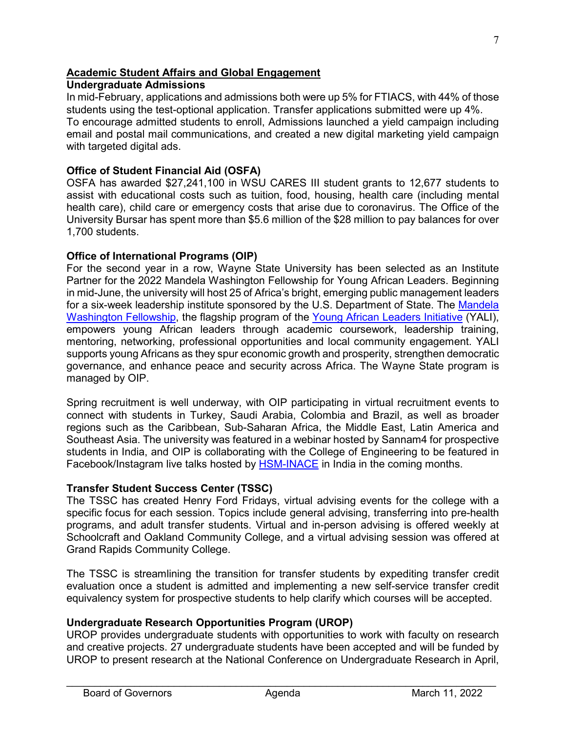## Academic Student Affairs and Global Engagement

### Undergraduate Admissions

In mid-February, applications and admissions both were up 5% for FTIACS, with 44% of those students using the test-optional application. Transfer applications submitted were up 4%. To encourage admitted students to enroll, Admissions launched a yield campaign including email and postal mail communications, and created a new digital marketing yield campaign with targeted digital ads.

### Office of Student Financial Aid (OSFA)

OSFA has awarded $27,241,100 in WSU CARES III student grants to 12,677 students to assist with educational costs such as tuition, food, housing, health care (including mental health care), child care or emergency costs that arise due to coronavirus. The Office of the University Bursar has spent more than $5.6 million of the $28 million to pay balances for over 1,700 students.

### Office of International Programs (OIP)

For the second year in a row, Wayne State University has been selected as an Institute Partner for the 2022 Mandela Washington Fellowship for Young African Leaders. Beginning in mid-June, the university will host 25 of Africa's bright, emerging public management leaders for a six-week leadership institute sponsored by the U.S. Department of State. The Mandela Washington Fellowship, the flagship program of the Young African Leaders Initiative (YALI), empowers young African leaders through academic coursework, leadership training, mentoring, networking, professional opportunities and local community engagement. YALI supports young Africans as they spur economic growth and prosperity, strengthen democratic governance, and enhance peace and security across Africa. The Wayne State program is managed by OIP.

Spring recruitment is well underway, with OIP participating in virtual recruitment events to connect with students in Turkey, Saudi Arabia, Colombia and Brazil, as well as broader regions such as the Caribbean, Sub-Saharan Africa, the Middle East, Latin America and Southeast Asia. The university was featured in a webinar hosted by Sannam4 for prospective students in India, and OIP is collaborating with the College of Engineering to be featured in Facebook/Instagram live talks hosted by HSM-INACE in India in the coming months.

### Transfer Student Success Center (TSSC)

The TSSC has created Henry Ford Fridays, virtual advising events for the college with a specific focus for each session. Topics include general advising, transferring into pre-health programs, and adult transfer students. Virtual and in-person advising is offered weekly at Schoolcraft and Oakland Community College, and a virtual advising session was offered at Grand Rapids Community College.

The TSSC is streamlining the transition for transfer students by expediting transfer credit evaluation once a student is admitted and implementing a new self-service transfer credit equivalency system for prospective students to help clarify which courses will be accepted.

### Undergraduate Research Opportunities Program (UROP)

UROP provides undergraduate students with opportunities to work with faculty on research and creative projects. 27 undergraduate students have been accepted and will be funded by UROP to present research at the National Conference on Undergraduate Research in April,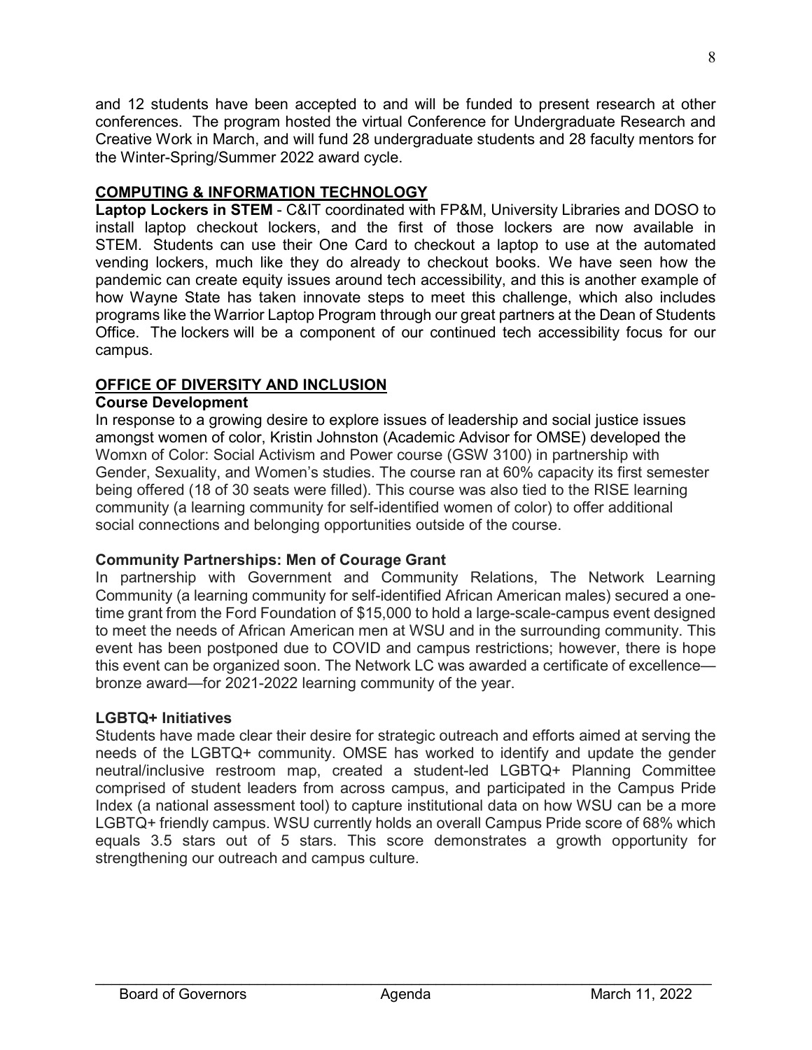and 12 students have been accepted to and will be funded to present research at other conferences. The program hosted the virtual Conference for Undergraduate Research and Creative Work in March, and will fund 28 undergraduate students and 28 faculty mentors for the Winter-Spring/Summer 2022 award cycle.

## COMPUTING & INFORMATION TECHNOLOGY

**Laptop Lockers in STEM** - C&IT coordinated with FP&M, University Libraries and DOSO to install laptop checkout lockers, and the first of those lockers are now available in STEM. Students can use their One Card to checkout a laptop to use at the automated vending lockers, much like they do already to checkout books. We have seen how the pandemic can create equity issues around tech accessibility, and this is another example of how Wayne State has taken innovate steps to meet this challenge, which also includes programs like the Warrior Laptop Program through our great partners at the Dean of Students Office. The lockers will be a component of our continued tech accessibility focus for our campus.

## OFFICE OF DIVERSITY AND INCLUSION

### Course Development

In response to a growing desire to explore issues of leadership and social justice issues amongst women of color, Kristin Johnston (Academic Advisor for OMSE) developed the Womxn of Color: Social Activism and Power course (GSW 3100) in partnership with Gender, Sexuality, and Women's studies. The course ran at 60% capacity its first semester being offered (18 of 30 seats were filled). This course was also tied to the RISE learning community (a learning community for self-identified women of color) to offer additional social connections and belonging opportunities outside of the course.

### Community Partnerships: Men of Courage Grant

In partnership with Government and Community Relations, The Network Learning Community (a learning community for self-identified African American males) secured a one-time grant from the Ford Foundation of $15,000 to hold a large-scale-campus event designed to meet the needs of African American men at WSU and in the surrounding community. This event has been postponed due to COVID and campus restrictions; however, there is hope this event can be organized soon. The Network LC was awarded a certificate of excellence—bronze award—for 2021-2022 learning community of the year.

### LGBTQ+ Initiatives

Students have made clear their desire for strategic outreach and efforts aimed at serving the needs of the LGBTQ+ community. OMSE has worked to identify and update the gender neutral/inclusive restroom map, created a student-led LGBTQ+ Planning Committee comprised of student leaders from across campus, and participated in the Campus Pride Index (a national assessment tool) to capture institutional data on how WSU can be a more LGBTQ+ friendly campus. WSU currently holds an overall Campus Pride score of 68% which equals 3.5 stars out of 5 stars. This score demonstrates a growth opportunity for strengthening our outreach and campus culture.